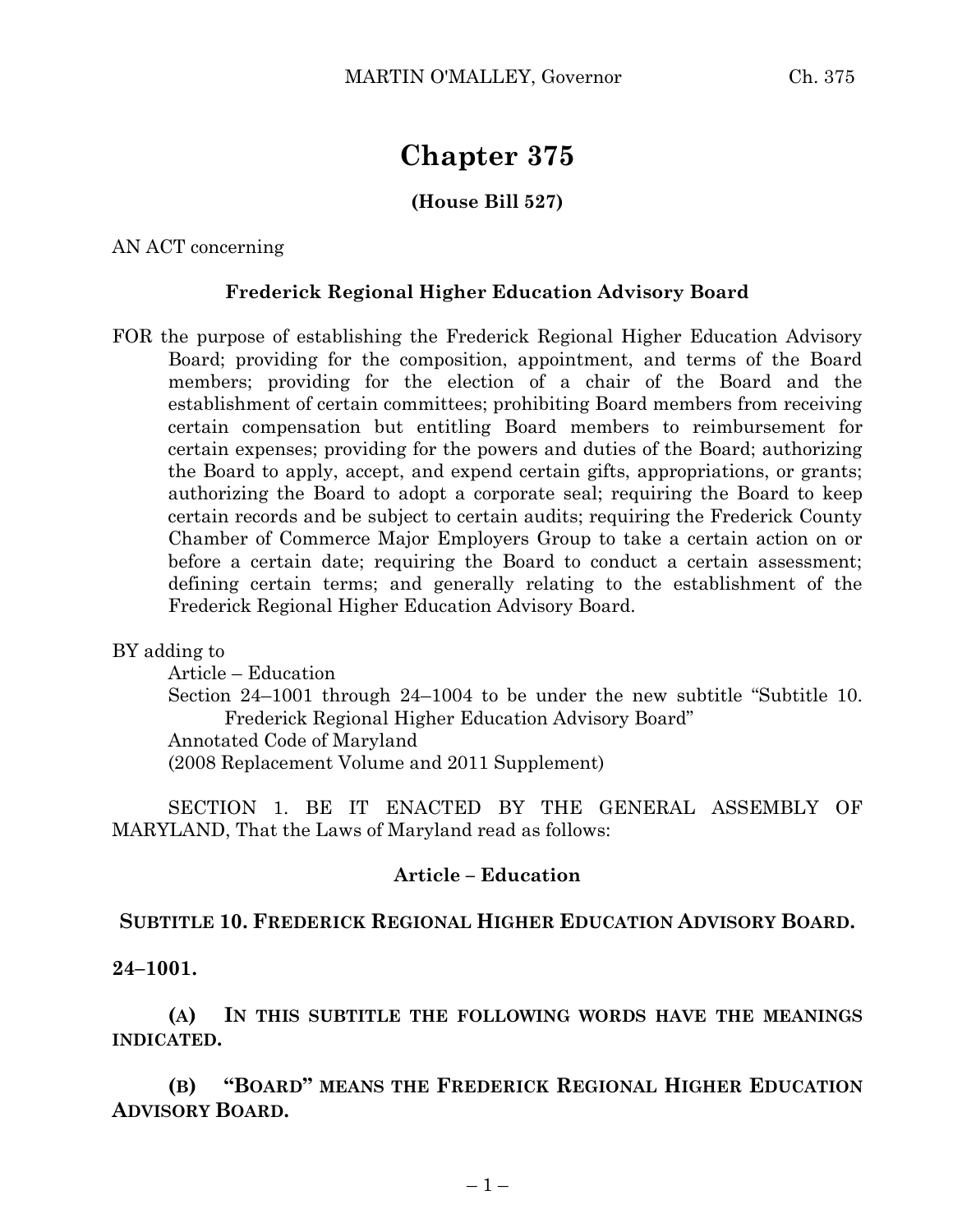# Chapter 375

**(House Bill 527)**

AN ACT concerning

**Frederick Regional Higher Education Advisory Board**

FOR the purpose of establishing the Frederick Regional Higher Education Advisory Board; providing for the composition, appointment, and terms of the Board members; providing for the election of a chair of the Board and the establishment of certain committees; prohibiting Board members from receiving certain compensation but entitling Board members to reimbursement for certain expenses; providing for the powers and duties of the Board; authorizing the Board to apply, accept, and expend certain gifts, appropriations, or grants; authorizing the Board to adopt a corporate seal; requiring the Board to keep certain records and be subject to certain audits; requiring the Frederick County Chamber of Commerce Major Employers Group to take a certain action on or before a certain date; requiring the Board to conduct a certain assessment; defining certain terms; and generally relating to the establishment of the Frederick Regional Higher Education Advisory Board.

BY adding to

Article – Education

Section 24–1001 through 24–1004 to be under the new subtitle "Subtitle 10. Frederick Regional Higher Education Advisory Board"

Annotated Code of Maryland

(2008 Replacement Volume and 2011 Supplement)

SECTION 1. BE IT ENACTED BY THE GENERAL ASSEMBLY OF MARYLAND, That the Laws of Maryland read as follows:

**Article – Education**

**SUBTITLE 10. FREDERICK REGIONAL HIGHER EDUCATION ADVISORY BOARD.**

**24–1001.**

**(A) IN THIS SUBTITLE THE FOLLOWING WORDS HAVE THE MEANINGS INDICATED.**

**(B) "BOARD" MEANS THE FREDERICK REGIONAL HIGHER EDUCATION ADVISORY BOARD.**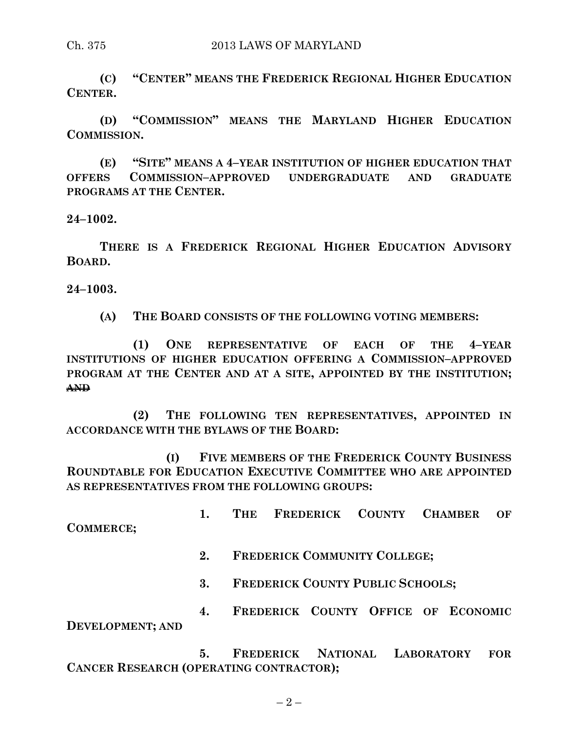**(C) "CENTER" MEANS THE FREDERICK REGIONAL HIGHER EDUCATION CENTER.**

**(D) "COMMISSION" MEANS THE MARYLAND HIGHER EDUCATION COMMISSION.**

**(E) "SITE" MEANS A 4–YEAR INSTITUTION OF HIGHER EDUCATION THAT OFFERS COMMISSION–APPROVED UNDERGRADUATE AND GRADUATE PROGRAMS AT THE CENTER.**

**24–1002.**

**THERE IS A FREDERICK REGIONAL HIGHER EDUCATION ADVISORY BOARD.**

**24–1003.**

**(A) THE BOARD CONSISTS OF THE FOLLOWING VOTING MEMBERS:**

**(1) ONE REPRESENTATIVE OF EACH OF THE 4–YEAR INSTITUTIONS OF HIGHER EDUCATION OFFERING A COMMISSION–APPROVED PROGRAM AT THE CENTER AND AT A SITE, APPOINTED BY THE INSTITUTION;** ~~**AND**~~

**(2) THE FOLLOWING TEN REPRESENTATIVES, APPOINTED IN ACCORDANCE WITH THE BYLAWS OF THE BOARD:**

**(I) FIVE MEMBERS OF THE FREDERICK COUNTY BUSINESS ROUNDTABLE FOR EDUCATION EXECUTIVE COMMITTEE WHO ARE APPOINTED AS REPRESENTATIVES FROM THE FOLLOWING GROUPS:**

**1. THE FREDERICK COUNTY CHAMBER OF COMMERCE;**

**2. FREDERICK COMMUNITY COLLEGE;**

**3. FREDERICK COUNTY PUBLIC SCHOOLS;**

**4. FREDERICK COUNTY OFFICE OF ECONOMIC DEVELOPMENT; AND**

**5. FREDERICK NATIONAL LABORATORY FOR CANCER RESEARCH (OPERATING CONTRACTOR);**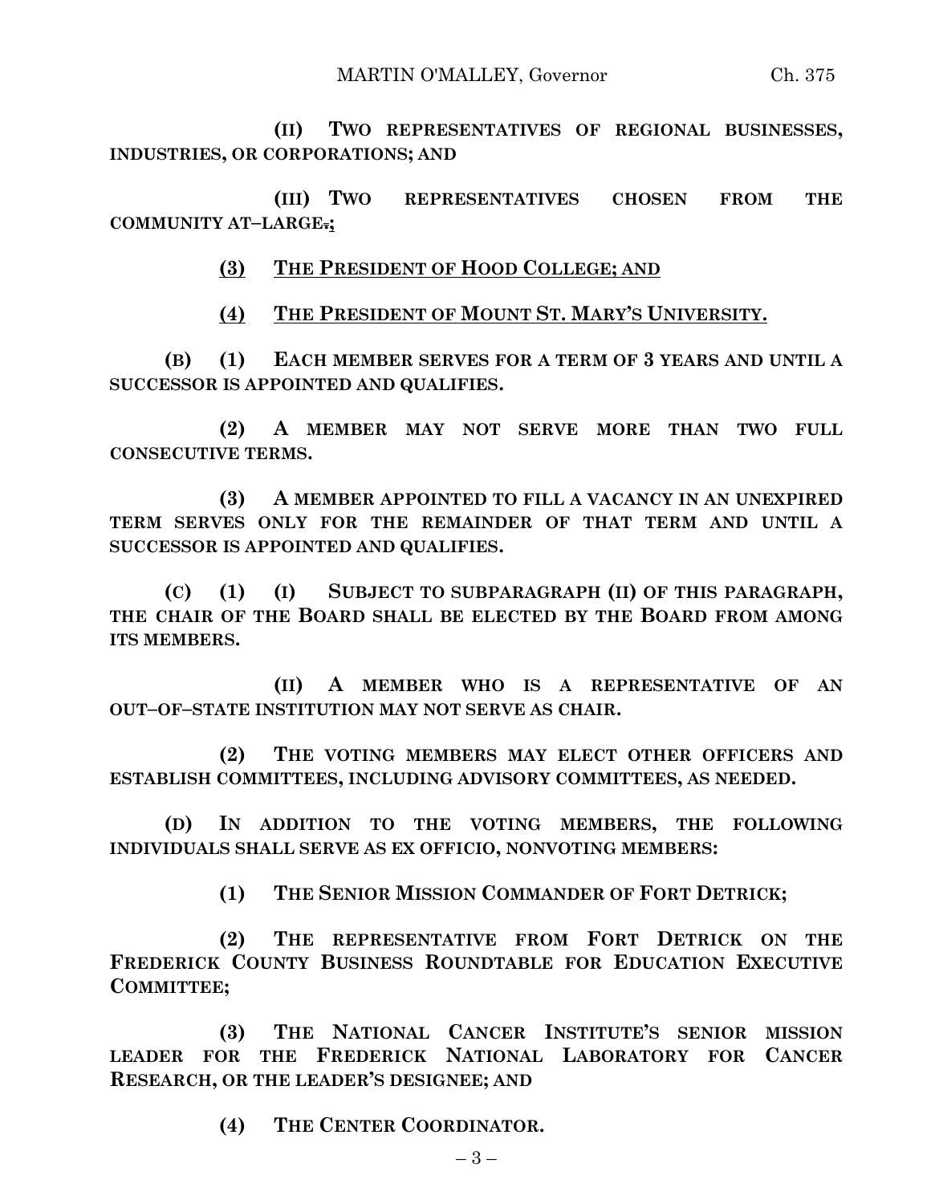**(II) TWO REPRESENTATIVES OF REGIONAL BUSINESSES, INDUSTRIES, OR CORPORATIONS; AND**

**(III) TWO REPRESENTATIVES CHOSEN FROM THE COMMUNITY AT–LARGE.;**

**(3) THE PRESIDENT OF HOOD COLLEGE; AND**

**(4) THE PRESIDENT OF MOUNT ST. MARY'S UNIVERSITY.**

**(B) (1) EACH MEMBER SERVES FOR A TERM OF 3 YEARS AND UNTIL A SUCCESSOR IS APPOINTED AND QUALIFIES.**

**(2) A MEMBER MAY NOT SERVE MORE THAN TWO FULL CONSECUTIVE TERMS.**

**(3) A MEMBER APPOINTED TO FILL A VACANCY IN AN UNEXPIRED TERM SERVES ONLY FOR THE REMAINDER OF THAT TERM AND UNTIL A SUCCESSOR IS APPOINTED AND QUALIFIES.**

**(C) (1) (I) SUBJECT TO SUBPARAGRAPH (II) OF THIS PARAGRAPH, THE CHAIR OF THE BOARD SHALL BE ELECTED BY THE BOARD FROM AMONG ITS MEMBERS.**

**(II) A MEMBER WHO IS A REPRESENTATIVE OF AN OUT–OF–STATE INSTITUTION MAY NOT SERVE AS CHAIR.**

**(2) THE VOTING MEMBERS MAY ELECT OTHER OFFICERS AND ESTABLISH COMMITTEES, INCLUDING ADVISORY COMMITTEES, AS NEEDED.**

**(D) IN ADDITION TO THE VOTING MEMBERS, THE FOLLOWING INDIVIDUALS SHALL SERVE AS EX OFFICIO, NONVOTING MEMBERS:**

**(1) THE SENIOR MISSION COMMANDER OF FORT DETRICK;**

**(2) THE REPRESENTATIVE FROM FORT DETRICK ON THE FREDERICK COUNTY BUSINESS ROUNDTABLE FOR EDUCATION EXECUTIVE COMMITTEE;**

**(3) THE NATIONAL CANCER INSTITUTE'S SENIOR MISSION LEADER FOR THE FREDERICK NATIONAL LABORATORY FOR CANCER RESEARCH, OR THE LEADER'S DESIGNEE; AND**

**(4) THE CENTER COORDINATOR.**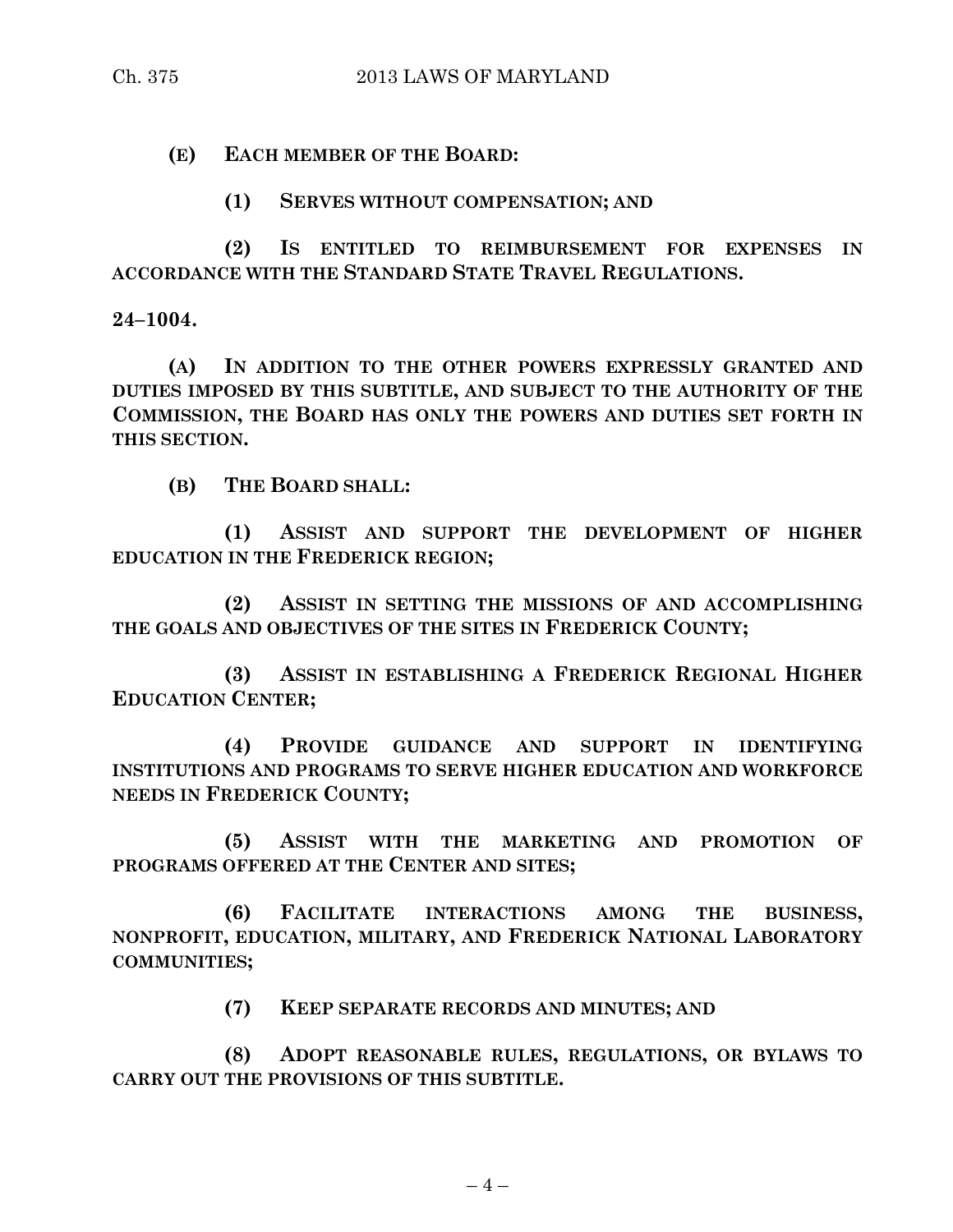**(E) EACH MEMBER OF THE BOARD:**

**(1) SERVES WITHOUT COMPENSATION; AND**

**(2) IS ENTITLED TO REIMBURSEMENT FOR EXPENSES IN ACCORDANCE WITH THE STANDARD STATE TRAVEL REGULATIONS.**

**24–1004.**

**(A) IN ADDITION TO THE OTHER POWERS EXPRESSLY GRANTED AND DUTIES IMPOSED BY THIS SUBTITLE, AND SUBJECT TO THE AUTHORITY OF THE COMMISSION, THE BOARD HAS ONLY THE POWERS AND DUTIES SET FORTH IN THIS SECTION.**

**(B) THE BOARD SHALL:**

**(1) ASSIST AND SUPPORT THE DEVELOPMENT OF HIGHER EDUCATION IN THE FREDERICK REGION;**

**(2) ASSIST IN SETTING THE MISSIONS OF AND ACCOMPLISHING THE GOALS AND OBJECTIVES OF THE SITES IN FREDERICK COUNTY;**

**(3) ASSIST IN ESTABLISHING A FREDERICK REGIONAL HIGHER EDUCATION CENTER;**

**(4) PROVIDE GUIDANCE AND SUPPORT IN IDENTIFYING INSTITUTIONS AND PROGRAMS TO SERVE HIGHER EDUCATION AND WORKFORCE NEEDS IN FREDERICK COUNTY;**

**(5) ASSIST WITH THE MARKETING AND PROMOTION OF PROGRAMS OFFERED AT THE CENTER AND SITES;**

**(6) FACILITATE INTERACTIONS AMONG THE BUSINESS, NONPROFIT, EDUCATION, MILITARY, AND FREDERICK NATIONAL LABORATORY COMMUNITIES;**

**(7) KEEP SEPARATE RECORDS AND MINUTES; AND**

**(8) ADOPT REASONABLE RULES, REGULATIONS, OR BYLAWS TO CARRY OUT THE PROVISIONS OF THIS SUBTITLE.**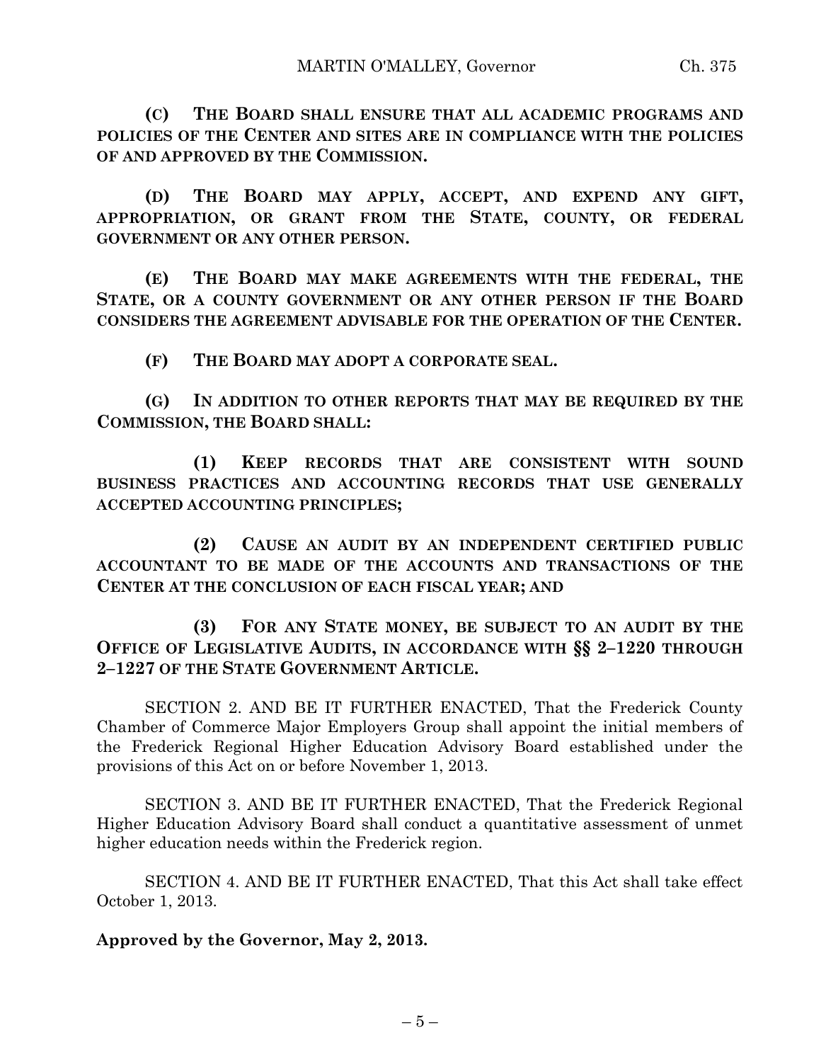**(C) THE BOARD SHALL ENSURE THAT ALL ACADEMIC PROGRAMS AND POLICIES OF THE CENTER AND SITES ARE IN COMPLIANCE WITH THE POLICIES OF AND APPROVED BY THE COMMISSION.**

**(D) THE BOARD MAY APPLY, ACCEPT, AND EXPEND ANY GIFT, APPROPRIATION, OR GRANT FROM THE STATE, COUNTY, OR FEDERAL GOVERNMENT OR ANY OTHER PERSON.**

**(E) THE BOARD MAY MAKE AGREEMENTS WITH THE FEDERAL, THE STATE, OR A COUNTY GOVERNMENT OR ANY OTHER PERSON IF THE BOARD CONSIDERS THE AGREEMENT ADVISABLE FOR THE OPERATION OF THE CENTER.**

**(F) THE BOARD MAY ADOPT A CORPORATE SEAL.**

**(G) IN ADDITION TO OTHER REPORTS THAT MAY BE REQUIRED BY THE COMMISSION, THE BOARD SHALL:**

**(1) KEEP RECORDS THAT ARE CONSISTENT WITH SOUND BUSINESS PRACTICES AND ACCOUNTING RECORDS THAT USE GENERALLY ACCEPTED ACCOUNTING PRINCIPLES;**

**(2) CAUSE AN AUDIT BY AN INDEPENDENT CERTIFIED PUBLIC ACCOUNTANT TO BE MADE OF THE ACCOUNTS AND TRANSACTIONS OF THE CENTER AT THE CONCLUSION OF EACH FISCAL YEAR; AND**

**(3) FOR ANY STATE MONEY, BE SUBJECT TO AN AUDIT BY THE OFFICE OF LEGISLATIVE AUDITS, IN ACCORDANCE WITH §§ 2–1220 THROUGH 2–1227 OF THE STATE GOVERNMENT ARTICLE.**

SECTION 2. AND BE IT FURTHER ENACTED, That the Frederick County Chamber of Commerce Major Employers Group shall appoint the initial members of the Frederick Regional Higher Education Advisory Board established under the provisions of this Act on or before November 1, 2013.

SECTION 3. AND BE IT FURTHER ENACTED, That the Frederick Regional Higher Education Advisory Board shall conduct a quantitative assessment of unmet higher education needs within the Frederick region.

SECTION 4. AND BE IT FURTHER ENACTED, That this Act shall take effect October 1, 2013.

**Approved by the Governor, May 2, 2013.**